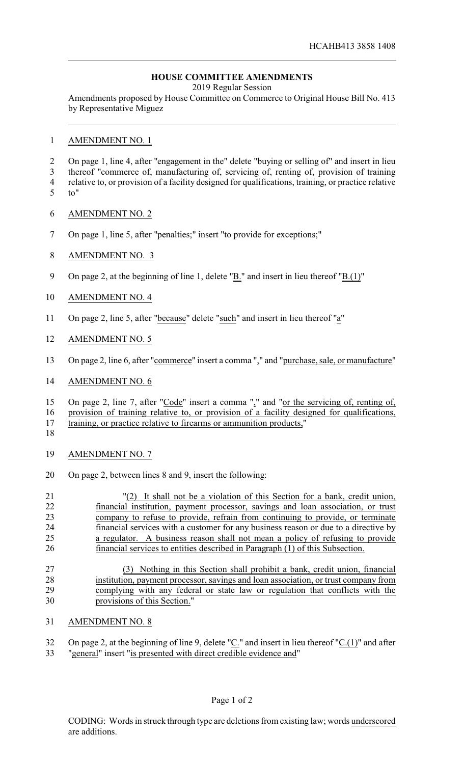HCAHB413 3858 1408

## HOUSE COMMITTEE AMENDMENTS

2019 Regular Session

Amendments proposed by House Committee on Commerce to Original House Bill No. 413 by Representative Miguez

AMENDMENT NO. 1

On page 1, line 4, after "engagement in the" delete "buying or selling of" and insert in lieu thereof "commerce of, manufacturing of, servicing of, renting of, provision of training relative to, or provision of a facility designed for qualifications, training, or practice relative to"

AMENDMENT NO. 2

On page 1, line 5, after "penalties;" insert "to provide for exceptions;"

AMENDMENT NO. 3

On page 2, at the beginning of line 1, delete "B." and insert in lieu thereof "B.(1)"

AMENDMENT NO. 4

On page 2, line 5, after "because" delete "such" and insert in lieu thereof "a"

AMENDMENT NO. 5

On page 2, line 6, after "commerce" insert a comma "," and "purchase, sale, or manufacture"

AMENDMENT NO. 6

On page 2, line 7, after "Code" insert a comma "," and "or the servicing of, renting of, provision of training relative to, or provision of a facility designed for qualifications, training, or practice relative to firearms or ammunition products,"

AMENDMENT NO. 7

On page 2, between lines 8 and 9, insert the following:

"(2) It shall not be a violation of this Section for a bank, credit union, financial institution, payment processor, savings and loan association, or trust company to refuse to provide, refrain from continuing to provide, or terminate financial services with a customer for any business reason or due to a directive by a regulator. A business reason shall not mean a policy of refusing to provide financial services to entities described in Paragraph (1) of this Subsection.

(3) Nothing in this Section shall prohibit a bank, credit union, financial institution, payment processor, savings and loan association, or trust company from complying with any federal or state law or regulation that conflicts with the provisions of this Section."

AMENDMENT NO. 8

On page 2, at the beginning of line 9, delete "C." and insert in lieu thereof "C.(1)" and after "general" insert "is presented with direct credible evidence and"

CODING: Words in ~~struck through~~ type are deletions from existing law; words underscored are additions.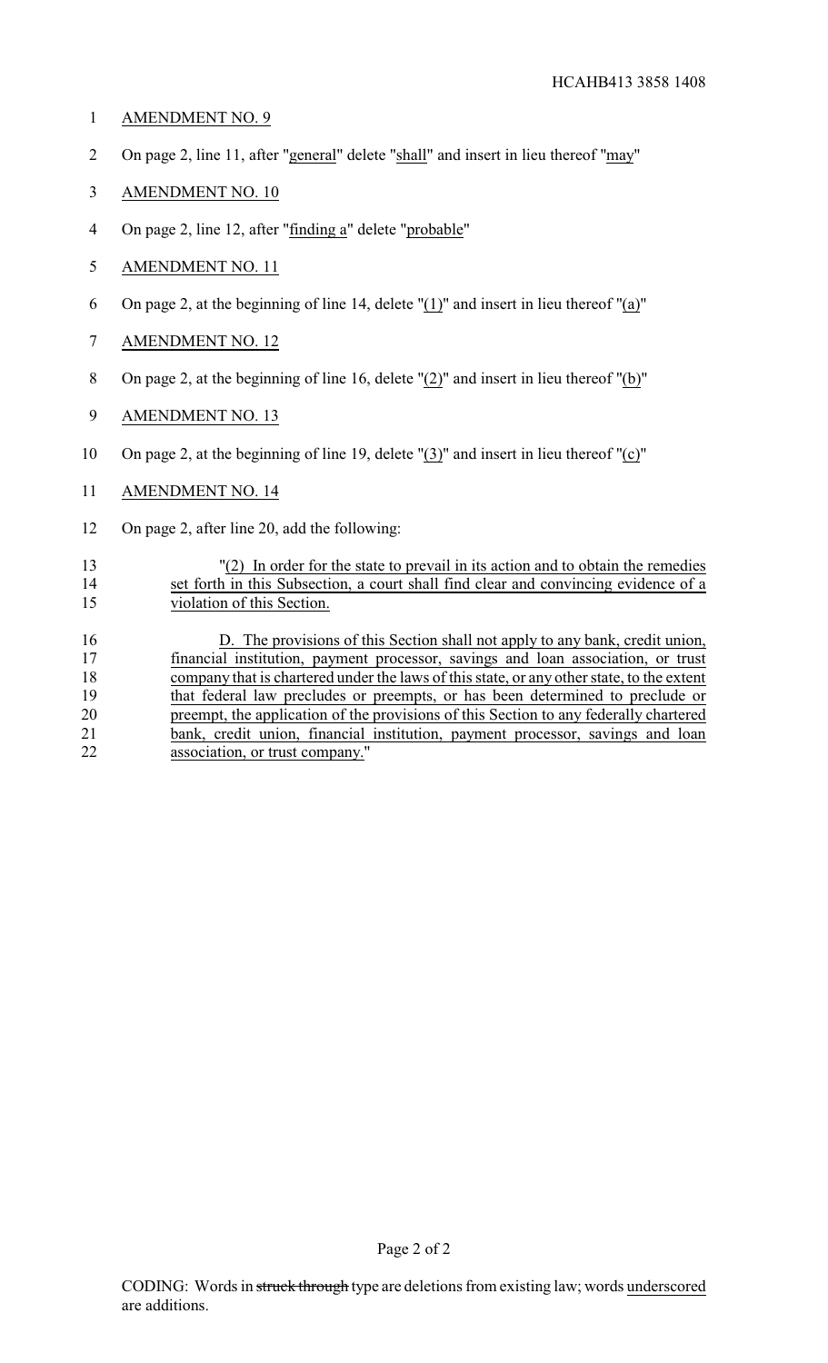AMENDMENT NO. 9

On page 2, line 11, after "general" delete "shall" and insert in lieu thereof "may"

AMENDMENT NO. 10

On page 2, line 12, after "finding a" delete "probable"

AMENDMENT NO. 11

On page 2, at the beginning of line 14, delete "(1)" and insert in lieu thereof "(a)"

AMENDMENT NO. 12

On page 2, at the beginning of line 16, delete "(2)" and insert in lieu thereof "(b)"

AMENDMENT NO. 13

On page 2, at the beginning of line 19, delete "(3)" and insert in lieu thereof "(c)"

AMENDMENT NO. 14

On page 2, after line 20, add the following:

"(2) In order for the state to prevail in its action and to obtain the remedies set forth in this Subsection, a court shall find clear and convincing evidence of a violation of this Section.

D. The provisions of this Section shall not apply to any bank, credit union, financial institution, payment processor, savings and loan association, or trust company that is chartered under the laws of this state, or any other state, to the extent that federal law precludes or preempts, or has been determined to preclude or preempt, the application of the provisions of this Section to any federally chartered bank, credit union, financial institution, payment processor, savings and loan association, or trust company."

CODING: Words in ~~struck through~~ type are deletions from existing law; words underscored are additions.